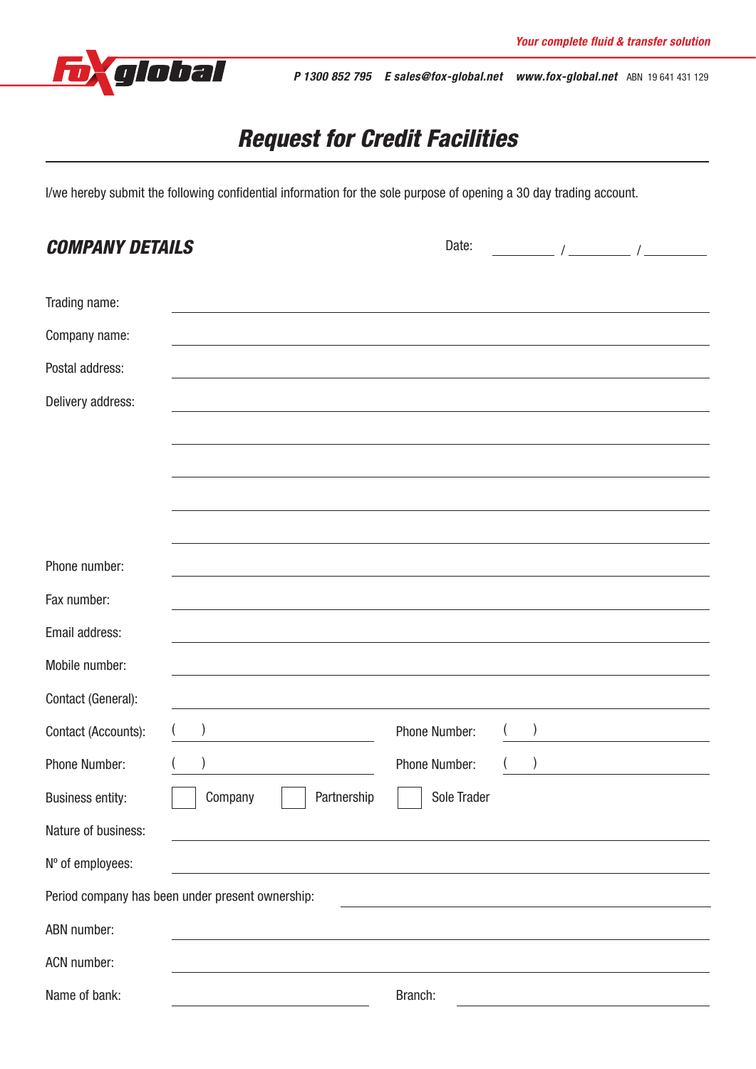Your complete fluid & transfer solution

**Foxglobal** P 1300 852 795 E sales@fox-global.net www.fox-global.net ABN 19 641 431 129

# Request for Credit Facilities

I/we hereby submit the following confidential information for the sole purpose of opening a 30 day trading account.

## COMPANY DETAILS

Date: ________ / ________ / ________

Trading name: ____________________

Company name: ____________________

Postal address: ____________________

Delivery address: ____________________

____________________

____________________

____________________

____________________

Phone number: ____________________

Fax number: ____________________

Email address: ____________________

Mobile number: ____________________

Contact (General): ____________________

Contact (Accounts): ( ) ____________________ Phone Number: ( ) ____________________

Phone Number: ( ) ____________________ Phone Number: ( ) ____________________

Business entity: ☐ Company ☐ Partnership ☐ Sole Trader

Nature of business: ____________________

Nº of employees: ____________________

Period company has been under present ownership: ____________________

ABN number: ____________________

ACN number: ____________________

Name of bank: ____________________ Branch: ____________________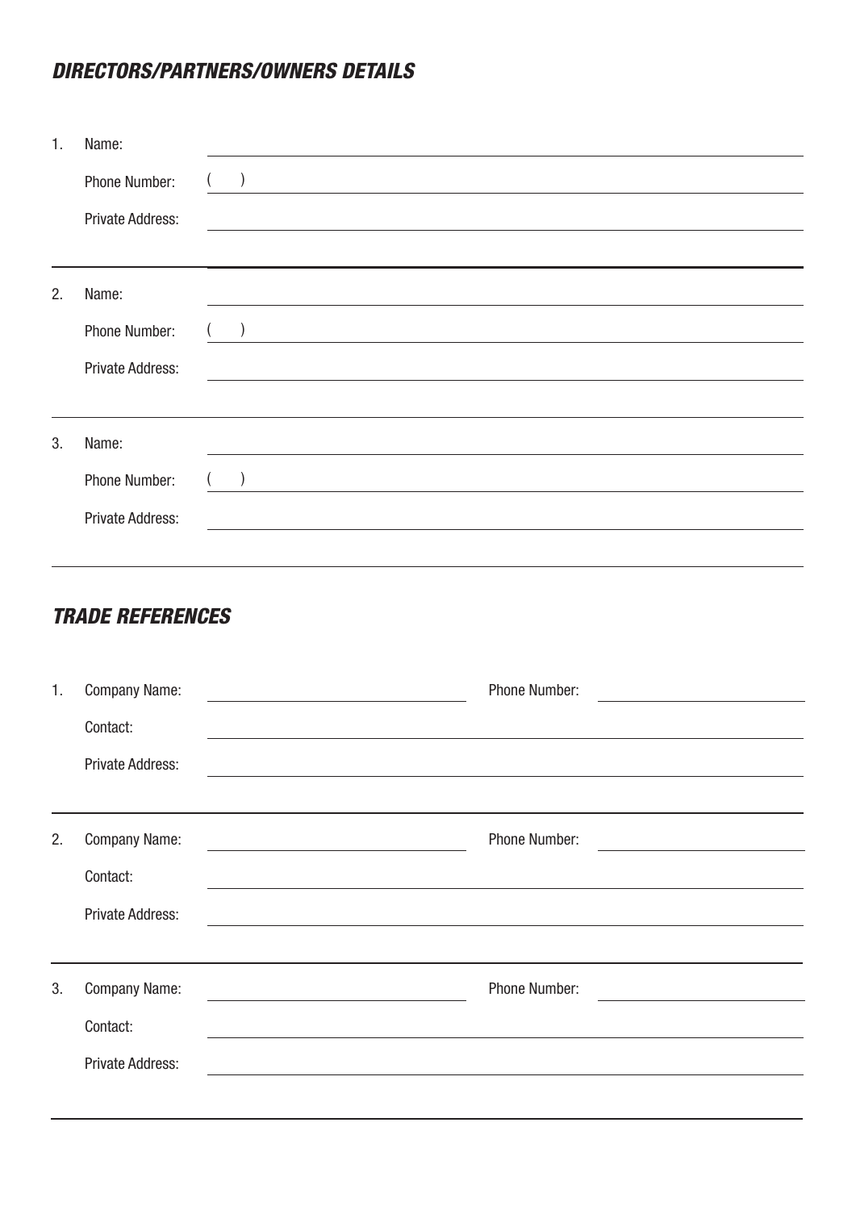## *DIRECTORS/PARTNERS/OWNERS DETAILS*

1. Name: ______________________________

   Phone Number: (    ) ______________________________

   Private Address: ______________________________

   ______________________________

2. Name: ______________________________

   Phone Number: (    ) ______________________________

   Private Address: ______________________________

   ______________________________

3. Name: ______________________________

   Phone Number: (    ) ______________________________

   Private Address: ______________________________

   ______________________________

## *TRADE REFERENCES*

1. Company Name: ______________________ Phone Number: ______________________

   Contact: ______________________________

   Private Address: ______________________________

   ______________________________

2. Company Name: ______________________ Phone Number: ______________________

   Contact: ______________________________

   Private Address: ______________________________

   ______________________________

3. Company Name: ______________________ Phone Number: ______________________

   Contact: ______________________________

   Private Address: ______________________________

   ______________________________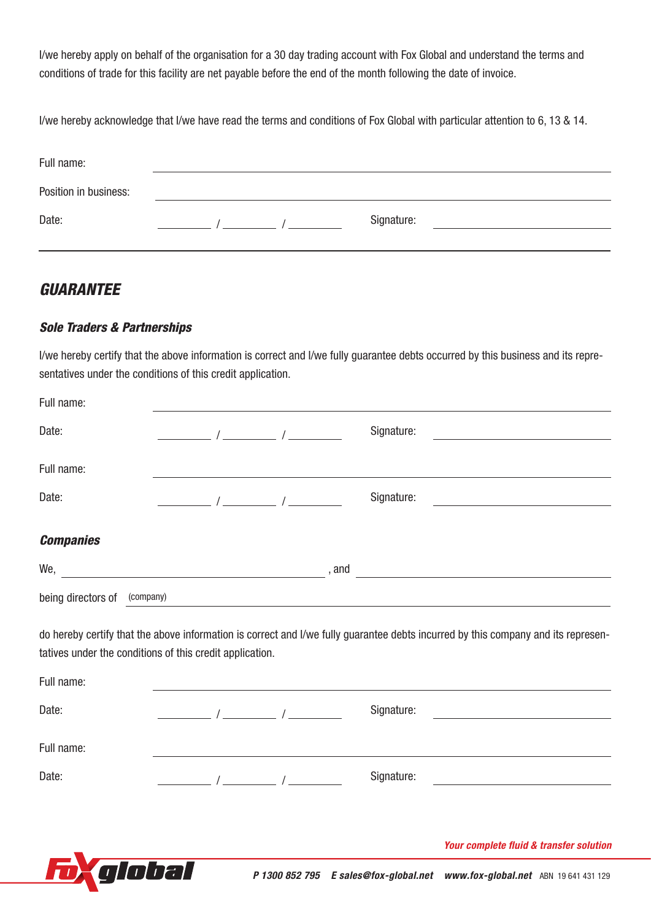I/we hereby apply on behalf of the organisation for a 30 day trading account with Fox Global and understand the terms and conditions of trade for this facility are net payable before the end of the month following the date of invoice.

I/we hereby acknowledge that I/we have read the terms and conditions of Fox Global with particular attention to 6, 13 & 14.

Full name: ______________________________

Position in business: ______________________________

Date: ______ / ______ / ______ Signature: ______________________________

---

## *GUARANTEE*

### *Sole Traders & Partnerships*

I/we hereby certify that the above information is correct and I/we fully guarantee debts occurred by this business and its representatives under the conditions of this credit application.

Full name: ______________________________

Date: ______ / ______ / ______ Signature: ______________________________

Full name: ______________________________

Date: ______ / ______ / ______ Signature: ______________________________

### *Companies*

We, ______________________________ , and ______________________________

being directors of (company) ______________________________

do hereby certify that the above information is correct and I/we fully guarantee debts incurred by this company and its representatives under the conditions of this credit application.

Full name: ______________________________

Date: ______ / ______ / ______ Signature: ______________________________

Full name: ______________________________

Date: ______ / ______ / ______ Signature: ______________________________

*Your complete fluid & transfer solution*

Fox global **P 1300 852 795 E sales@fox-global.net www.fox-global.net** ABN 19 641 431 129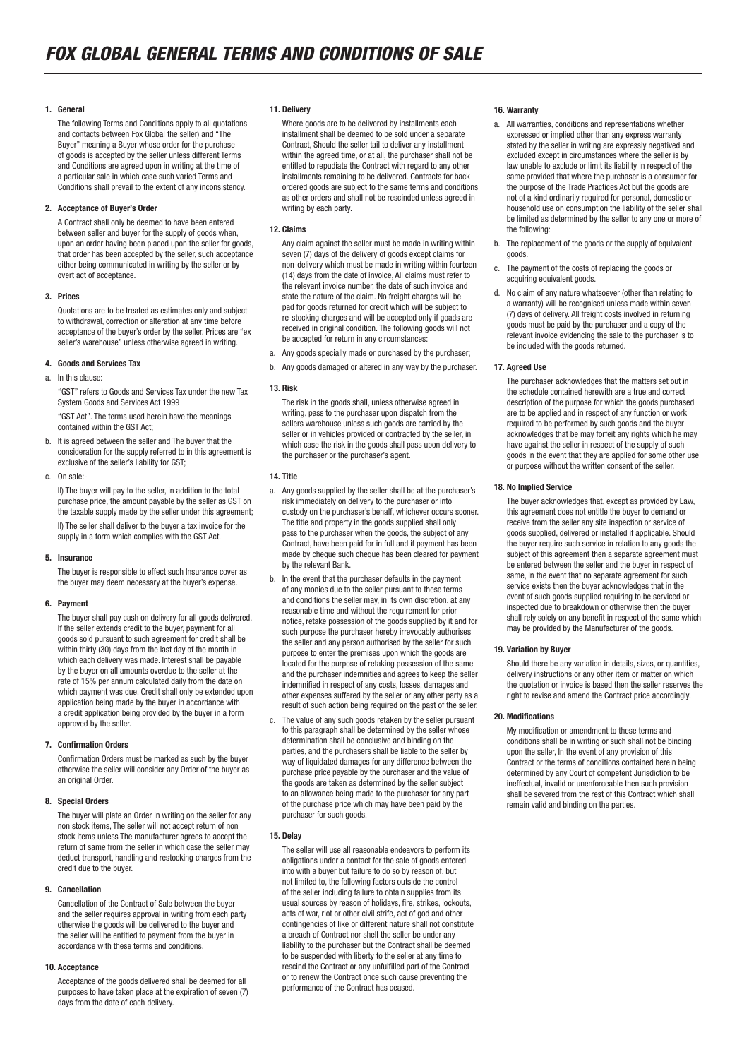# FOX GLOBAL GENERAL TERMS AND CONDITIONS OF SALE

**1. General**

The following Terms and Conditions apply to all quotations and contacts between Fox Global the seller) and "The Buyer" meaning a Buyer whose order for the purchase of goods is accepted by the seller unless different Terms and Conditions are agreed upon in writing at the time of a particular sale in which case such varied Terms and Conditions shall prevail to the extent of any inconsistency.

**2. Acceptance of Buyer's Order**

A Contract shall only be deemed to have been entered between seller and buyer for the supply of goods when, upon an order having been placed upon the seller for goods, that order has been accepted by the seller, such acceptance either being communicated in writing by the seller or by overt act of acceptance.

**3. Prices**

Quotations are to be treated as estimates only and subject to withdrawal, correction or alteration at any time before acceptance of the buyer's order by the seller. Prices are "ex seller's warehouse" unless otherwise agreed in writing.

**4. Goods and Services Tax**

a. In this clause:

"GST" refers to Goods and Services Tax under the new Tax System Goods and Services Act 1999

"GST Act". The terms used herein have the meanings contained within the GST Act;

b. It is agreed between the seller and The buyer that the consideration for the supply referred to in this agreement is exclusive of the seller's liability for GST;

c. On sale:-

II) The buyer will pay to the seller, in addition to the total purchase price, the amount payable by the seller as GST on the taxable supply made by the seller under this agreement;

II) The seller shall deliver to the buyer a tax invoice for the supply in a form which complies with the GST Act.

**5. Insurance**

The buyer is responsible to effect such Insurance cover as the buyer may deem necessary at the buyer's expense.

**6. Payment**

The buyer shall pay cash on delivery for all goods delivered. If the seller extends credit to the buyer, payment for all goods sold pursuant to such agreement for credit shall be within thirty (30) days from the last day of the month in which each delivery was made. Interest shall be payable by the buyer on all amounts overdue to the seller at the rate of 15% per annum calculated daily from the date on which payment was due. Credit shall only be extended upon application being made by the buyer in accordance with a credit application being provided by the buyer in a form approved by the seller.

**7. Confirmation Orders**

Confirmation Orders must be marked as such by the buyer otherwise the seller will consider any Order of the buyer as an original Order.

**8. Special Orders**

The buyer will plate an Order in writing on the seller for any non stock items, The seller will not accept return of non stock items unless The manufacturer agrees to accept the return of same from the seller in which case the seller may deduct transport, handling and restocking charges from the credit due to the buyer.

**9. Cancellation**

Cancellation of the Contract of Sale between the buyer and the seller requires approval in writing from each party otherwise the goods will be delivered to the buyer and the seller will be entitled to payment from the buyer in accordance with these terms and conditions.

**10. Acceptance**

Acceptance of the goods delivered shall be deemed for all purposes to have taken place at the expiration of seven (7) days from the date of each delivery.

**11. Delivery**

Where goods are to be delivered by installments each installment shall be deemed to be sold under a separate Contract, Should the seller tail to deliver any installment within the agreed time, or at all, the purchaser shall not be entitled to repudiate the Contract with regard to any other installments remaining to be delivered. Contracts for back ordered goods are subject to the same terms and conditions as other orders and shall not be rescinded unless agreed in writing by each party.

**12. Claims**

Any claim against the seller must be made in writing within seven (7) days of the delivery of goods except claims for non-delivery which must be made in writing within fourteen (14) days from the date of invoice, All claims must refer to the relevant invoice number, the date of such invoice and state the nature of the claim. No freight charges will be pad for goods returned for credit which will be subject to re-stocking charges and will be accepted only if goads are received in original condition. The following goods will not be accepted for return in any circumstances:

a. Any goods specially made or purchased by the purchaser;

b. Any goods damaged or altered in any way by the purchaser.

**13. Risk**

The risk in the goods shall, unless otherwise agreed in writing, pass to the purchaser upon dispatch from the sellers warehouse unless such goods are carried by the seller or in vehicles provided or contracted by the seller, in which case the risk in the goods shall pass upon delivery to the purchaser or the purchaser's agent.

**14. Title**

a. Any goods supplied by the seller shall be at the purchaser's risk immediately on delivery to the purchaser or into custody on the purchaser's behalf, whichever occurs sooner. The title and property in the goods supplied shall only pass to the purchaser when the goods, the subject of any Contract, have been paid for in full and if payment has been made by cheque such cheque has been cleared for payment by the relevant Bank.

b. In the event that the purchaser defaults in the payment of any monies due to the seller pursuant to these terms and conditions the seller may, in its own discretion. at any reasonable time and without the requirement for prior notice, retake possession of the goods supplied by it and for such purpose the purchaser hereby irrevocably authorises the seller and any person authorised by the seller for such purpose to enter the premises upon which the goods are located for the purpose of retaking possession of the same and the purchaser indemnities and agrees to keep the seller indemnified in respect of any costs, losses, damages and other expenses suffered by the seller or any other party as a result of such action being required on the past of the seller.

c. The value of any such goods retaken by the seller pursuant to this paragraph shall be determined by the seller whose determination shall be conclusive and binding on the parties, and the purchasers shall be liable to the seller by way of liquidated damages for any difference between the purchase price payable by the purchaser and the value of the goods are taken as determined by the seller subject to an allowance being made to the purchaser for any part of the purchase price which may have been paid by the purchaser for such goods.

**15. Delay**

The seller will use all reasonable endeavors to perform its obligations under a contact for the sale of goods entered into with a buyer but failure to do so by reason of, but not limited to, the following factors outside the control of the seller including failure to obtain supplies from its usual sources by reason of holidays, fire, strikes, lockouts, acts of war, riot or other civil strife, act of god and other contingencies of like or different nature shall not constitute a breach of Contract nor shell the seller be under any liability to the purchaser but the Contract shall be deemed to be suspended with liberty to the seller at any time to rescind the Contract or any unfulfilled part of the Contract or to renew the Contract once such cause preventing the performance of the Contract has ceased.

**16. Warranty**

a. All warranties, conditions and representations whether expressed or implied other than any express warranty stated by the seller in writing are expressly negatived and excluded except in circumstances where the seller is by law unable to exclude or limit its liability in respect of the same provided that where the purchaser is a consumer for the purpose of the Trade Practices Act but the goods are not of a kind ordinarily required for personal, domestic or household use on consumption the liability of the seller shall be limited as determined by the seller to any one or more of the following:

b. The replacement of the goods or the supply of equivalent goods.

c. The payment of the costs of replacing the goods or acquiring equivalent goods.

d. No claim of any nature whatsoever (other than relating to a warranty) will be recognised unless made within seven (7) days of delivery. All freight costs involved in returning goods must be paid by the purchaser and a copy of the relevant invoice evidencing the sale to the purchaser is to be included with the goods returned.

**17. Agreed Use**

The purchaser acknowledges that the matters set out in the schedule contained herewith are a true and correct description of the purpose for which the goods purchased are to be applied and in respect of any function or work required to be performed by such goods and the buyer acknowledges that be may forfeit any rights which he may have against the seller in respect of the supply of such goods in the event that they are applied for some other use or purpose without the written consent of the seller.

**18. No Implied Service**

The buyer acknowledges that, except as provided by Law, this agreement does not entitle the buyer to demand or receive from the seller any site inspection or service of goods supplied, delivered or installed if applicable. Should the buyer require such service in relation to any goods the subject of this agreement then a separate agreement must be entered between the seller and the buyer in respect of same, In the event that no separate agreement for such service exists then the buyer acknowledges that in the event of such goods supplied requiring to be serviced or inspected due to breakdown or otherwise then the buyer shall rely solely on any benefit in respect of the same which may be provided by the Manufacturer of the goods.

**19. Variation by Buyer**

Should there be any variation in details, sizes, or quantities, delivery instructions or any other item or matter on which the quotation or invoice is based then the seller reserves the right to revise and amend the Contract price accordingly.

**20. Modifications**

My modification or amendment to these terms and conditions shall be in writing or such shall not be binding upon the seller, In the event of any provision of this Contract or the terms of conditions contained herein being determined by any Court of competent Jurisdiction to be ineffectual, invalid or unenforceable then such provision shall be severed from the rest of this Contract which shall remain valid and binding on the parties.